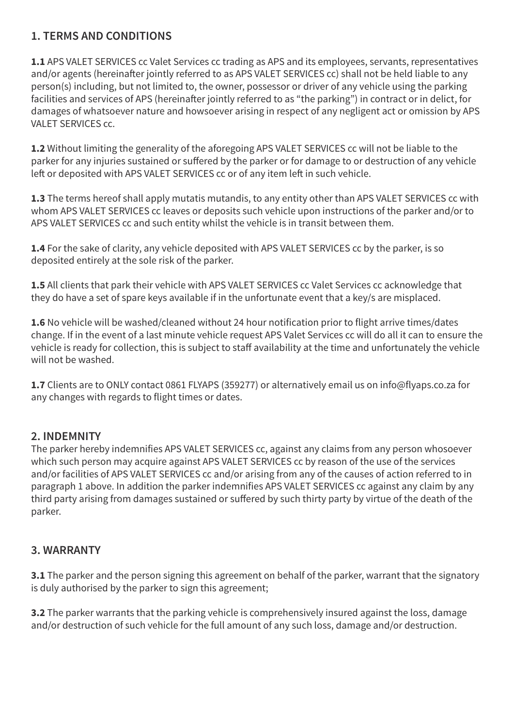## 1. TERMS AND CONDITIONS

**1.1** APS VALET SERVICES cc Valet Services cc trading as APS and its employees, servants, representatives and/or agents (hereinafter jointly referred to as APS VALET SERVICES cc) shall not be held liable to any person(s) including, but not limited to, the owner, possessor or driver of any vehicle using the parking facilities and services of APS (hereinafter jointly referred to as "the parking") in contract or in delict, for damages of whatsoever nature and howsoever arising in respect of any negligent act or omission by APS VALET SERVICES cc.

**1.2** Without limiting the generality of the aforegoing APS VALET SERVICES cc will not be liable to the parker for any injuries sustained or suffered by the parker or for damage to or destruction of any vehicle left or deposited with APS VALET SERVICES cc or of any item left in such vehicle.

**1.3** The terms hereof shall apply mutatis mutandis, to any entity other than APS VALET SERVICES cc with whom APS VALET SERVICES cc leaves or deposits such vehicle upon instructions of the parker and/or to APS VALET SERVICES cc and such entity whilst the vehicle is in transit between them.

**1.4** For the sake of clarity, any vehicle deposited with APS VALET SERVICES cc by the parker, is so deposited entirely at the sole risk of the parker.

**1.5** All clients that park their vehicle with APS VALET SERVICES cc Valet Services cc acknowledge that they do have a set of spare keys available if in the unfortunate event that a key/s are misplaced.

**1.6** No vehicle will be washed/cleaned without 24 hour notification prior to flight arrive times/dates change. If in the event of a last minute vehicle request APS Valet Services cc will do all it can to ensure the vehicle is ready for collection, this is subject to staff availability at the time and unfortunately the vehicle will not be washed.

**1.7** Clients are to ONLY contact 0861 FLYAPS (359277) or alternatively email us on info@flyaps.co.za for any changes with regards to flight times or dates.

## 2. INDEMNITY

The parker hereby indemnifies APS VALET SERVICES cc, against any claims from any person whosoever which such person may acquire against APS VALET SERVICES cc by reason of the use of the services and/or facilities of APS VALET SERVICES cc and/or arising from any of the causes of action referred to in paragraph 1 above. In addition the parker indemnifies APS VALET SERVICES cc against any claim by any third party arising from damages sustained or suffered by such thirty party by virtue of the death of the parker.

## 3. WARRANTY

**3.1** The parker and the person signing this agreement on behalf of the parker, warrant that the signatory is duly authorised by the parker to sign this agreement;

**3.2** The parker warrants that the parking vehicle is comprehensively insured against the loss, damage and/or destruction of such vehicle for the full amount of any such loss, damage and/or destruction.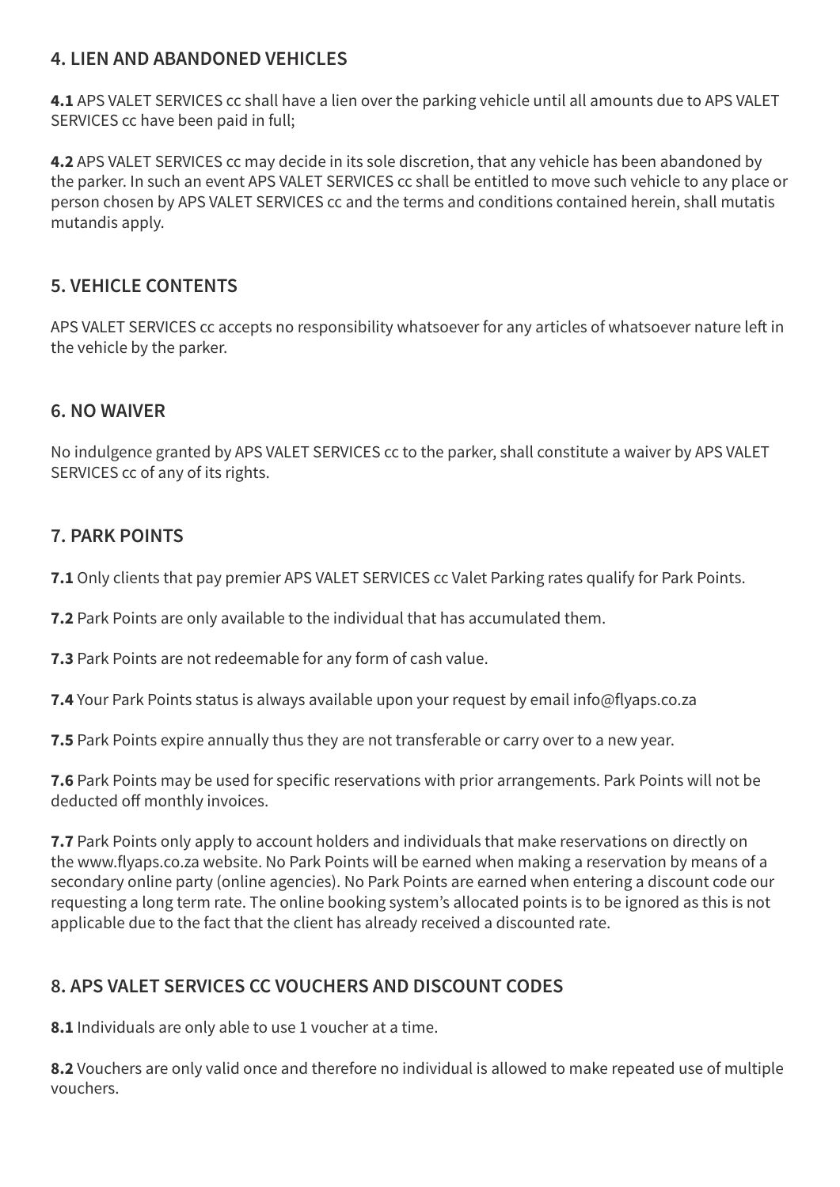## 4. LIEN AND ABANDONED VEHICLES

**4.1** APS VALET SERVICES cc shall have a lien over the parking vehicle until all amounts due to APS VALET SERVICES cc have been paid in full;

**4.2** APS VALET SERVICES cc may decide in its sole discretion, that any vehicle has been abandoned by the parker. In such an event APS VALET SERVICES cc shall be entitled to move such vehicle to any place or person chosen by APS VALET SERVICES cc and the terms and conditions contained herein, shall mutatis mutandis apply.

## 5. VEHICLE CONTENTS

APS VALET SERVICES cc accepts no responsibility whatsoever for any articles of whatsoever nature left in the vehicle by the parker.

## 6. NO WAIVER

No indulgence granted by APS VALET SERVICES cc to the parker, shall constitute a waiver by APS VALET SERVICES cc of any of its rights.

## 7. PARK POINTS

**7.1** Only clients that pay premier APS VALET SERVICES cc Valet Parking rates qualify for Park Points.

**7.2** Park Points are only available to the individual that has accumulated them.

**7.3** Park Points are not redeemable for any form of cash value.

**7.4** Your Park Points status is always available upon your request by email info@flyaps.co.za

**7.5** Park Points expire annually thus they are not transferable or carry over to a new year.

**7.6** Park Points may be used for specific reservations with prior arrangements. Park Points will not be deducted off monthly invoices.

**7.7** Park Points only apply to account holders and individuals that make reservations on directly on the www.flyaps.co.za website. No Park Points will be earned when making a reservation by means of a secondary online party (online agencies). No Park Points are earned when entering a discount code our requesting a long term rate. The online booking system's allocated points is to be ignored as this is not applicable due to the fact that the client has already received a discounted rate.

## 8. APS VALET SERVICES CC VOUCHERS AND DISCOUNT CODES

**8.1** Individuals are only able to use 1 voucher at a time.

**8.2** Vouchers are only valid once and therefore no individual is allowed to make repeated use of multiple vouchers.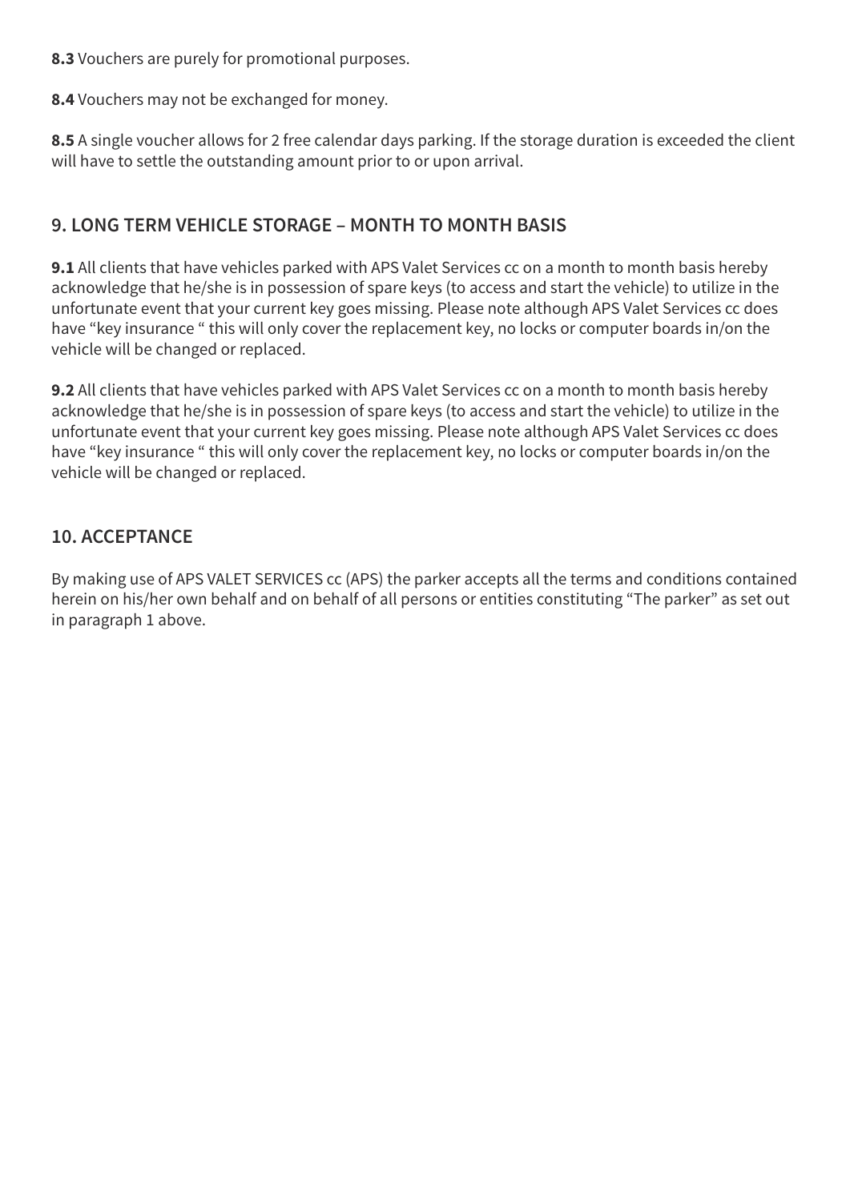**8.3** Vouchers are purely for promotional purposes.

**8.4** Vouchers may not be exchanged for money.

**8.5** A single voucher allows for 2 free calendar days parking. If the storage duration is exceeded the client will have to settle the outstanding amount prior to or upon arrival.

## 9. LONG TERM VEHICLE STORAGE – MONTH TO MONTH BASIS

**9.1** All clients that have vehicles parked with APS Valet Services cc on a month to month basis hereby acknowledge that he/she is in possession of spare keys (to access and start the vehicle) to utilize in the unfortunate event that your current key goes missing. Please note although APS Valet Services cc does have "key insurance " this will only cover the replacement key, no locks or computer boards in/on the vehicle will be changed or replaced.

**9.2** All clients that have vehicles parked with APS Valet Services cc on a month to month basis hereby acknowledge that he/she is in possession of spare keys (to access and start the vehicle) to utilize in the unfortunate event that your current key goes missing. Please note although APS Valet Services cc does have "key insurance " this will only cover the replacement key, no locks or computer boards in/on the vehicle will be changed or replaced.

## 10. ACCEPTANCE

By making use of APS VALET SERVICES cc (APS) the parker accepts all the terms and conditions contained herein on his/her own behalf and on behalf of all persons or entities constituting "The parker" as set out in paragraph 1 above.